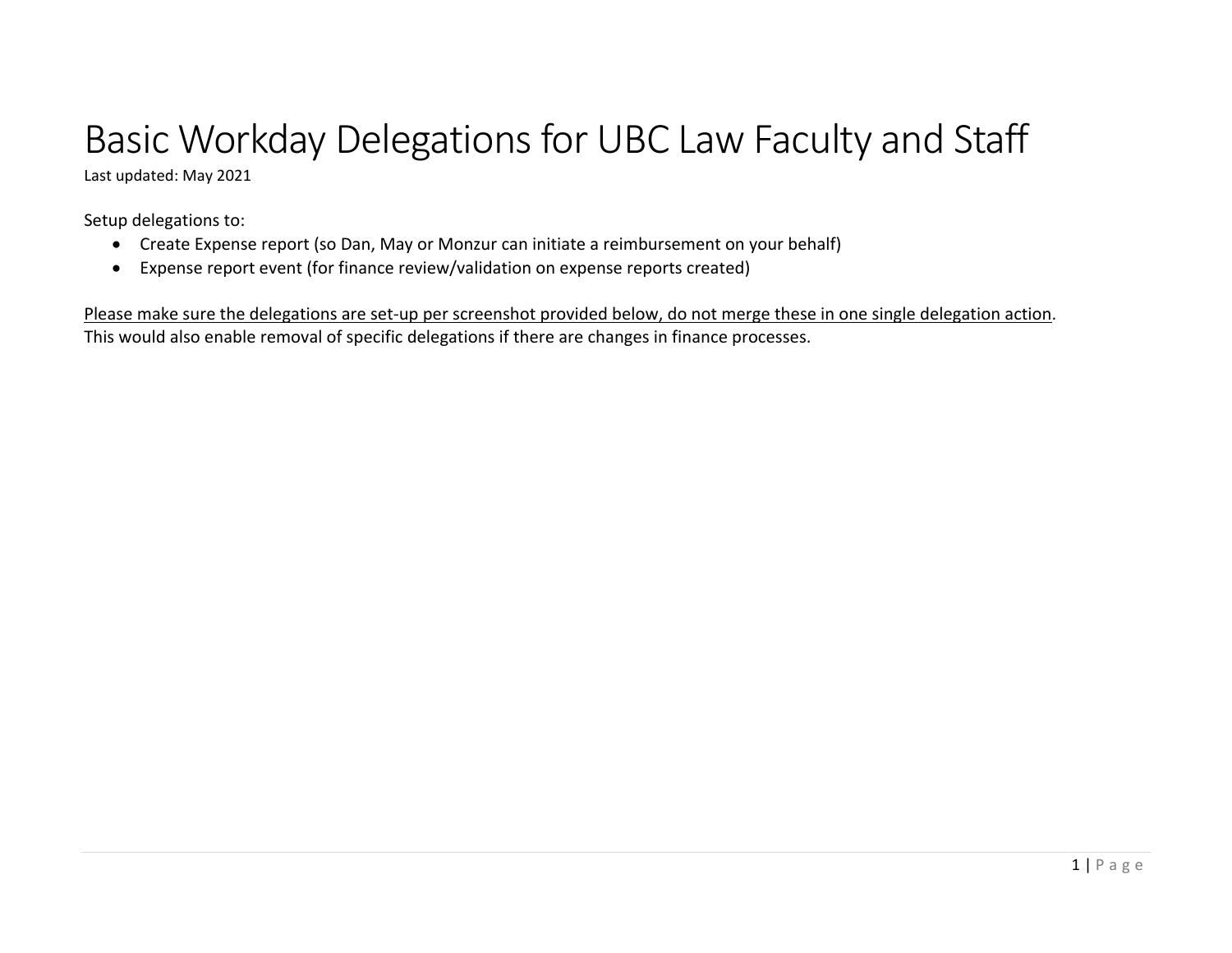# Basic Workday Delegations for UBC Law Faculty and Staff

Last updated: May 2021

Setup delegations to:

- Create Expense report (so Dan, May or Monzur can initiate a reimbursement on your behalf)
- Expense report event (for finance review/validation on expense reports created)

<u>Please make sure the delegations are set-up per screenshot provided below, do not merge these in one single delegation action</u>. This would also enable removal of specific delegations if there are changes in finance processes.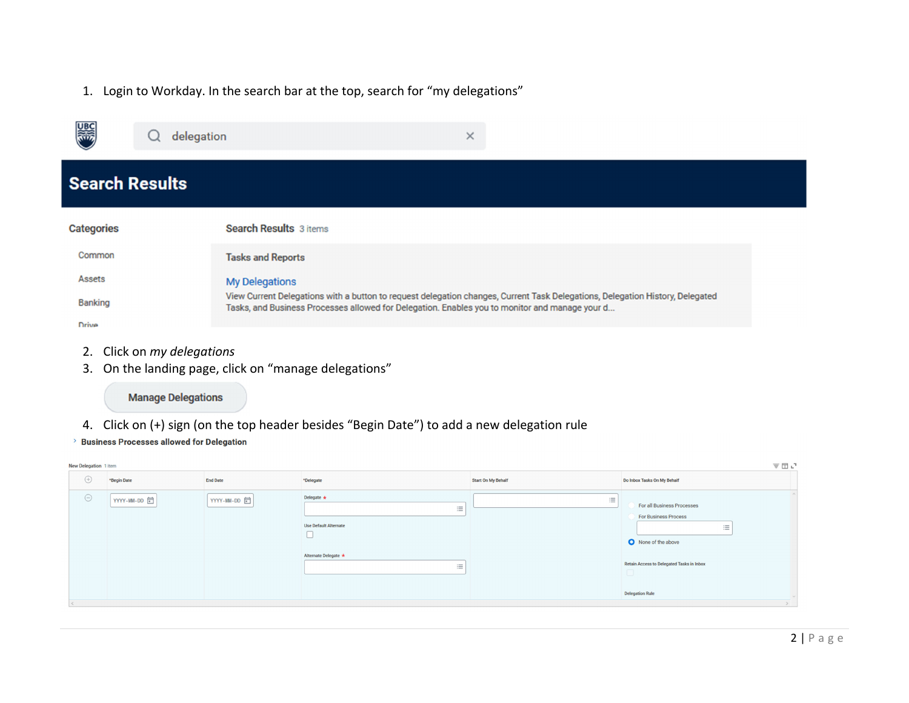1. Login to Workday. In the search bar at the top, search for "my delegations"

delegation

Search Results

Categories

Common

Assets

Banking

Drive

Search Results 3 items

Tasks and Reports

My Delegations

View Current Delegations with a button to request delegation changes, Current Task Delegations, Delegation History, Delegated Tasks, and Business Processes allowed for Delegation. Enables you to monitor and manage your d...

2. Click on *my delegations*
3. On the landing page, click on "manage delegations"

Manage Delegations

4. Click on (+) sign (on the top header besides "Begin Date") to add a new delegation rule

Business Processes allowed for Delegation

New Delegation 1 item

| | *Begin Date | End Date | *Delegate | Start On My Behalf | Do Inbox Tasks On My Behalf |
|---|---|---|---|---|---|
| | YYYY-MM-DD | YYYY-MM-DD | Delegate * <br> Use Default Alternate <br> Alternate Delegate * | | For all Business Processes <br> For Business Process <br> None of the above <br> Retain Access to Delegated Tasks in Inbox <br> Delegation Rule |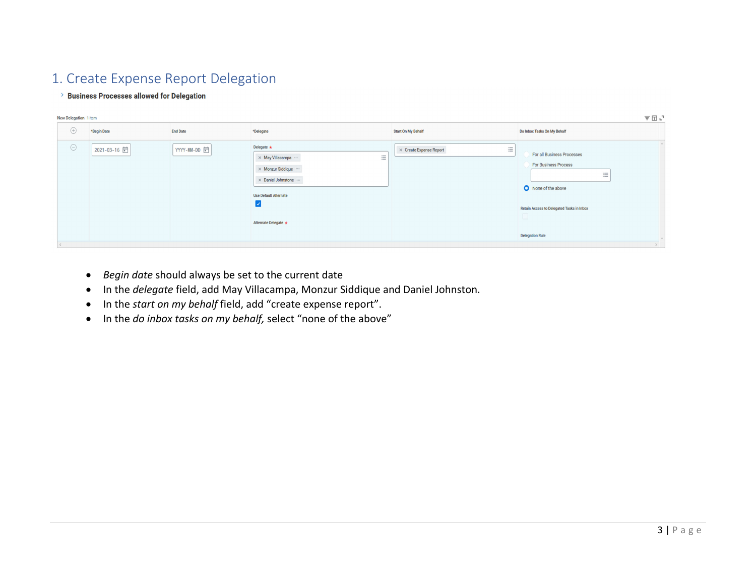## 1. Create Expense Report Delegation

› **Business Processes allowed for Delegation**

**New Delegation** 1 item

| | *Begin Date | End Date | *Delegate | Start On My Behalf | Do Inbox Tasks On My Behalf |
|---|---|---|---|---|---|
| ⊖ | 2021-03-16 | YYYY-MM-DD | Delegate *<br>× May Villacampa<br>× Monzur Siddique<br>× Daniel Johnstone<br>Use Default Alternate ☑<br>Alternate Delegate * | × Create Expense Report | ○ For all Business Processes<br>○ For Business Process<br>◉ None of the above<br>Retain Access to Delegated Tasks in Inbox ☐<br>Delegation Rule |

- *Begin date* should always be set to the current date
- In the *delegate* field, add May Villacampa, Monzur Siddique and Daniel Johnston.
- In the *start on my behalf* field, add "create expense report".
- In the *do inbox tasks on my behalf,* select "none of the above"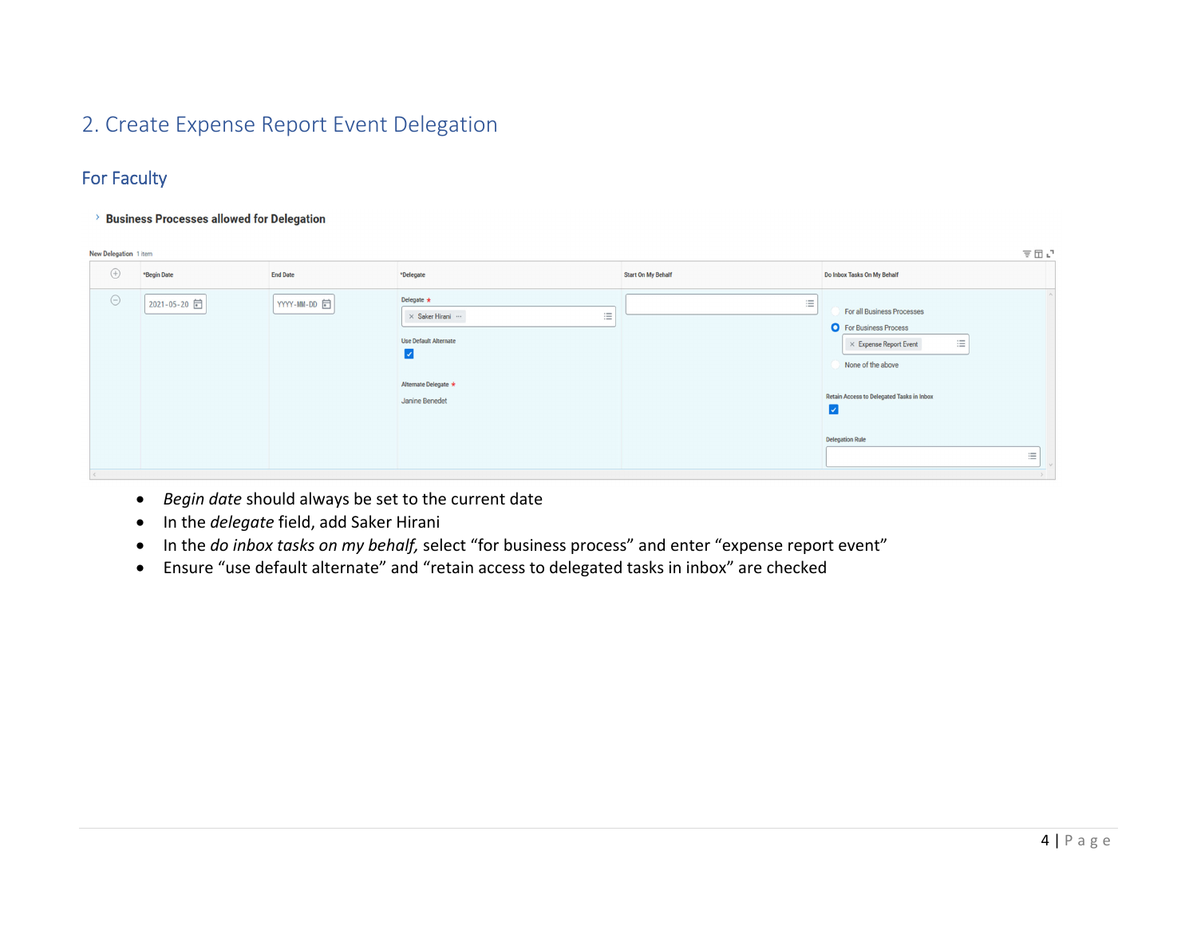# 2. Create Expense Report Event Delegation

## For Faculty

› **Business Processes allowed for Delegation**

**New Delegation** 1 item

| | *Begin Date | End Date | *Delegate | Start On My Behalf | Do Inbox Tasks On My Behalf |
|---|---|---|---|---|---|
| ⊖ | 2021-05-20 | YYYY-MM-DD | Delegate *: Saker Hirani; Use Default Alternate: ☑; Alternate Delegate *: Janine Benedet | | ○ For all Business Processes; ● For Business Process: Expense Report Event; ○ None of the above; Retain Access to Delegated Tasks in Inbox: ☑; Delegation Rule: |

- *Begin date* should always be set to the current date
- In the *delegate* field, add Saker Hirani
- In the *do inbox tasks on my behalf,* select "for business process" and enter "expense report event"
- Ensure "use default alternate" and "retain access to delegated tasks in inbox" are checked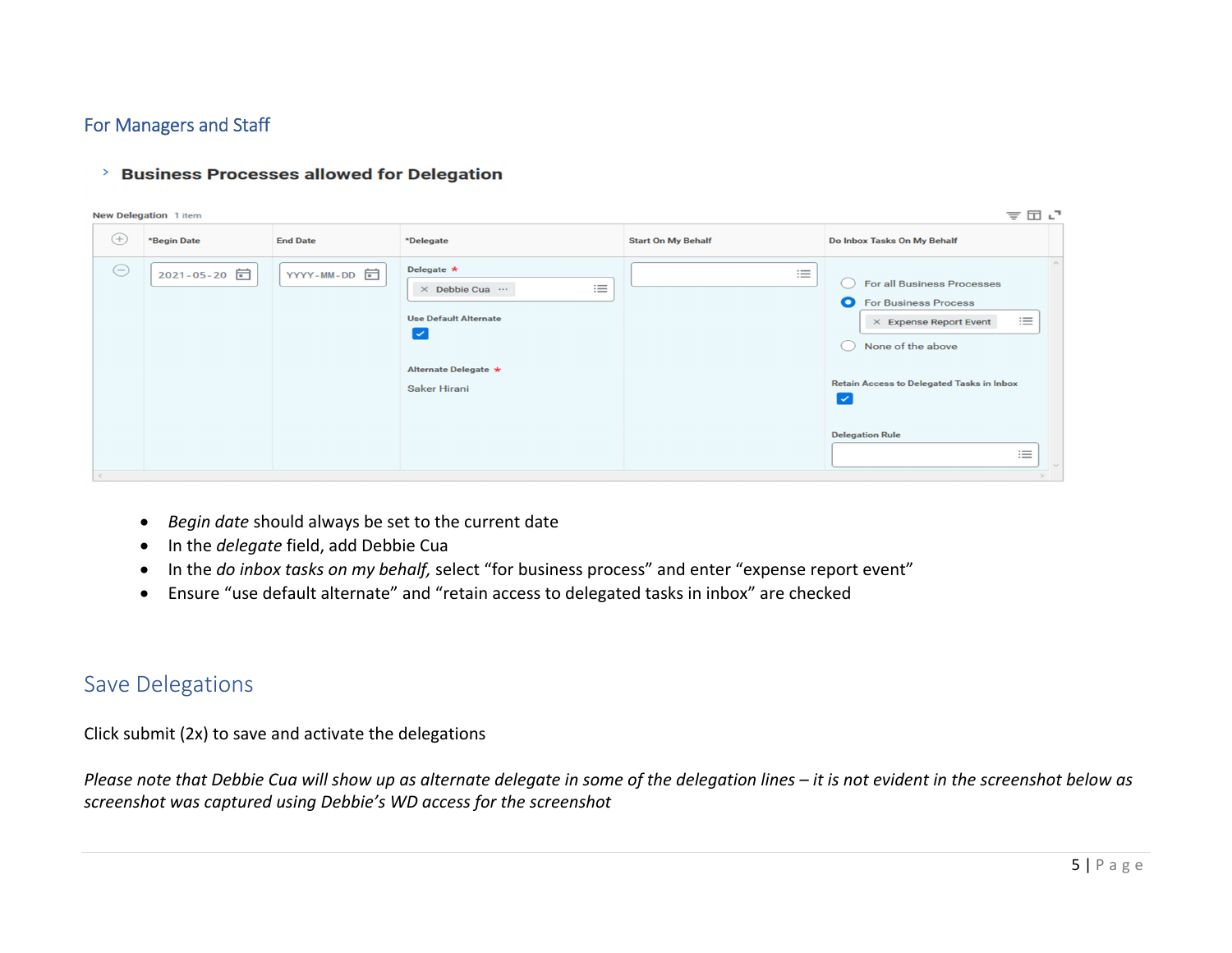## For Managers and Staff

### › Business Processes allowed for Delegation

New Delegation 1 item

| | *Begin Date | End Date | *Delegate | Start On My Behalf | Do Inbox Tasks On My Behalf |
|---|---|---|---|---|---|
| ⊖ | 2021-05-20 | YYYY-MM-DD | Delegate * Debbie Cua; Use Default Alternate ☑; Alternate Delegate * Saker Hirani | | ○ For all Business Processes; ● For Business Process: Expense Report Event; ○ None of the above; Retain Access to Delegated Tasks in Inbox ☑; Delegation Rule |

- *Begin date* should always be set to the current date
- In the *delegate* field, add Debbie Cua
- In the *do inbox tasks on my behalf,* select "for business process" and enter "expense report event"
- Ensure "use default alternate" and "retain access to delegated tasks in inbox" are checked

## Save Delegations

Click submit (2x) to save and activate the delegations

*Please note that Debbie Cua will show up as alternate delegate in some of the delegation lines – it is not evident in the screenshot below as screenshot was captured using Debbie's WD access for the screenshot*